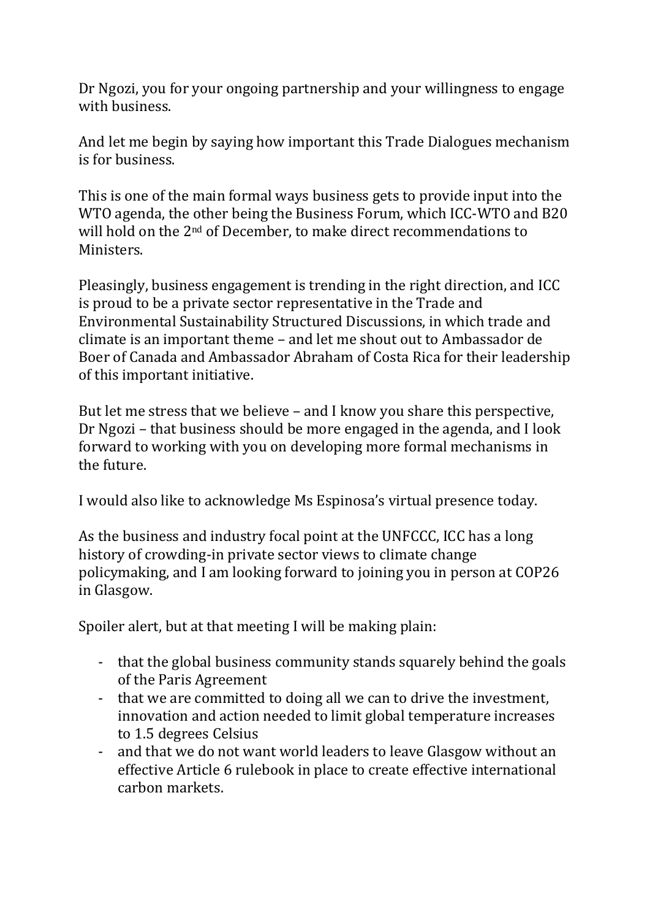Dr Ngozi, you for your ongoing partnership and your willingness to engage with business.

And let me begin by saying how important this Trade Dialogues mechanism is for business.

This is one of the main formal ways business gets to provide input into the WTO agenda, the other being the Business Forum, which ICC-WTO and B20 will hold on the 2nd of December, to make direct recommendations to Ministers.

Pleasingly, business engagement is trending in the right direction, and ICC is proud to be a private sector representative in the Trade and Environmental Sustainability Structured Discussions, in which trade and climate is an important theme – and let me shout out to Ambassador de Boer of Canada and Ambassador Abraham of Costa Rica for their leadership of this important initiative.

But let me stress that we believe – and I know you share this perspective, Dr Ngozi – that business should be more engaged in the agenda, and I look forward to working with you on developing more formal mechanisms in the future.

I would also like to acknowledge Ms Espinosa's virtual presence today.

As the business and industry focal point at the UNFCCC, ICC has a long history of crowding-in private sector views to climate change policymaking, and I am looking forward to joining you in person at COP26 in Glasgow.

Spoiler alert, but at that meeting I will be making plain:

- that the global business community stands squarely behind the goals of the Paris Agreement
- that we are committed to doing all we can to drive the investment, innovation and action needed to limit global temperature increases to 1.5 degrees Celsius
- and that we do not want world leaders to leave Glasgow without an effective Article 6 rulebook in place to create effective international carbon markets.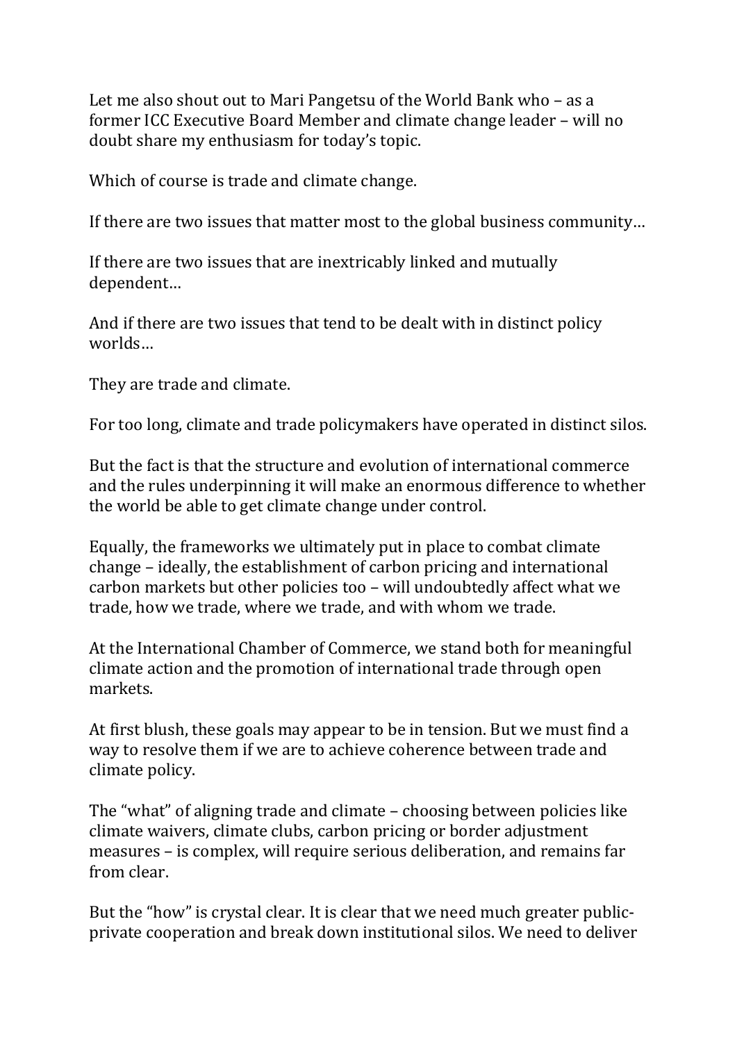Let me also shout out to Mari Pangetsu of the World Bank who – as a former ICC Executive Board Member and climate change leader – will no doubt share my enthusiasm for today's topic.

Which of course is trade and climate change.

If there are two issues that matter most to the global business community…

If there are two issues that are inextricably linked and mutually dependent…

And if there are two issues that tend to be dealt with in distinct policy worlds…

They are trade and climate.

For too long, climate and trade policymakers have operated in distinct silos.

But the fact is that the structure and evolution of international commerce and the rules underpinning it will make an enormous difference to whether the world be able to get climate change under control.

Equally, the frameworks we ultimately put in place to combat climate change – ideally, the establishment of carbon pricing and international carbon markets but other policies too – will undoubtedly affect what we trade, how we trade, where we trade, and with whom we trade.

At the International Chamber of Commerce, we stand both for meaningful climate action and the promotion of international trade through open markets.

At first blush, these goals may appear to be in tension. But we must find a way to resolve them if we are to achieve coherence between trade and climate policy.

The "what" of aligning trade and climate – choosing between policies like climate waivers, climate clubs, carbon pricing or border adjustment measures – is complex, will require serious deliberation, and remains far from clear.

But the "how" is crystal clear. It is clear that we need much greater public-private cooperation and break down institutional silos. We need to deliver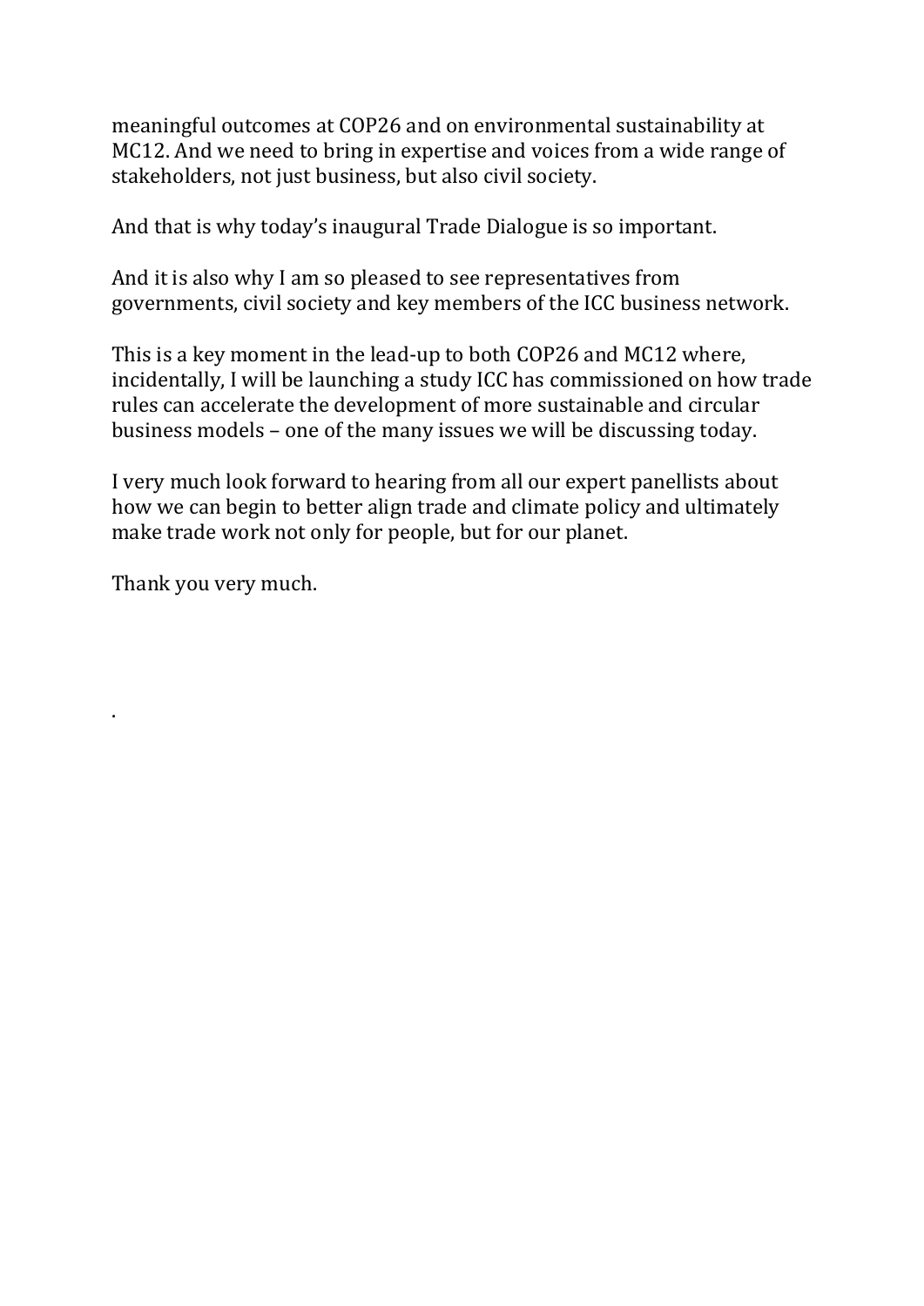meaningful outcomes at COP26 and on environmental sustainability at MC12. And we need to bring in expertise and voices from a wide range of stakeholders, not just business, but also civil society.

And that is why today's inaugural Trade Dialogue is so important.

And it is also why I am so pleased to see representatives from governments, civil society and key members of the ICC business network.

This is a key moment in the lead-up to both COP26 and MC12 where, incidentally, I will be launching a study ICC has commissioned on how trade rules can accelerate the development of more sustainable and circular business models – one of the many issues we will be discussing today.

I very much look forward to hearing from all our expert panellists about how we can begin to better align trade and climate policy and ultimately make trade work not only for people, but for our planet.

Thank you very much.

.